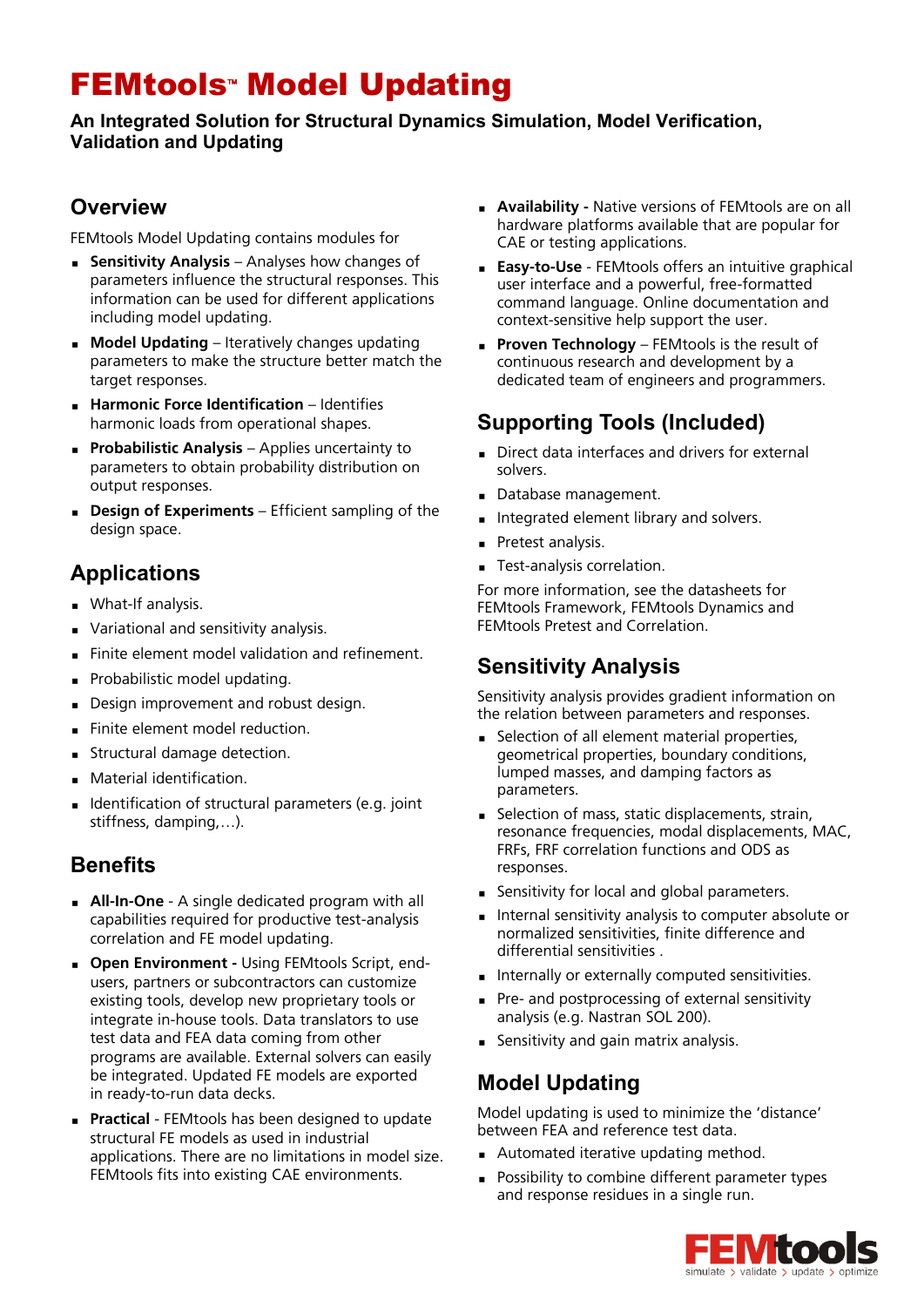# FEMtools™ Model Updating

**An Integrated Solution for Structural Dynamics Simulation, Model Verification, Validation and Updating**

## Overview

FEMtools Model Updating contains modules for

- **Sensitivity Analysis** – Analyses how changes of parameters influence the structural responses. This information can be used for different applications including model updating.
- **Model Updating** – Iteratively changes updating parameters to make the structure better match the target responses.
- **Harmonic Force Identification** – Identifies harmonic loads from operational shapes.
- **Probabilistic Analysis** – Applies uncertainty to parameters to obtain probability distribution on output responses.
- **Design of Experiments** – Efficient sampling of the design space.

## Applications

- What-If analysis.
- Variational and sensitivity analysis.
- Finite element model validation and refinement.
- Probabilistic model updating.
- Design improvement and robust design.
- Finite element model reduction.
- Structural damage detection.
- Material identification.
- Identification of structural parameters (e.g. joint stiffness, damping,…).

## Benefits

- **All-In-One** - A single dedicated program with all capabilities required for productive test-analysis correlation and FE model updating.
- **Open Environment -** Using FEMtools Script, end-users, partners or subcontractors can customize existing tools, develop new proprietary tools or integrate in-house tools. Data translators to use test data and FEA data coming from other programs are available. External solvers can easily be integrated. Updated FE models are exported in ready-to-run data decks.
- **Practical** - FEMtools has been designed to update structural FE models as used in industrial applications. There are no limitations in model size. FEMtools fits into existing CAE environments.
- **Availability -** Native versions of FEMtools are on all hardware platforms available that are popular for CAE or testing applications.
- **Easy-to-Use** - FEMtools offers an intuitive graphical user interface and a powerful, free-formatted command language. Online documentation and context-sensitive help support the user.
- **Proven Technology** – FEMtools is the result of continuous research and development by a dedicated team of engineers and programmers.

## Supporting Tools (Included)

- Direct data interfaces and drivers for external solvers.
- Database management.
- Integrated element library and solvers.
- Pretest analysis.
- Test-analysis correlation.

For more information, see the datasheets for FEMtools Framework, FEMtools Dynamics and FEMtools Pretest and Correlation.

## Sensitivity Analysis

Sensitivity analysis provides gradient information on the relation between parameters and responses.

- Selection of all element material properties, geometrical properties, boundary conditions, lumped masses, and damping factors as parameters.
- Selection of mass, static displacements, strain, resonance frequencies, modal displacements, MAC, FRFs, FRF correlation functions and ODS as responses.
- Sensitivity for local and global parameters.
- Internal sensitivity analysis to computer absolute or normalized sensitivities, finite difference and differential sensitivities .
- Internally or externally computed sensitivities.
- Pre- and postprocessing of external sensitivity analysis (e.g. Nastran SOL 200).
- Sensitivity and gain matrix analysis.

## Model Updating

Model updating is used to minimize the 'distance' between FEA and reference test data.

- Automated iterative updating method.
- Possibility to combine different parameter types and response residues in a single run.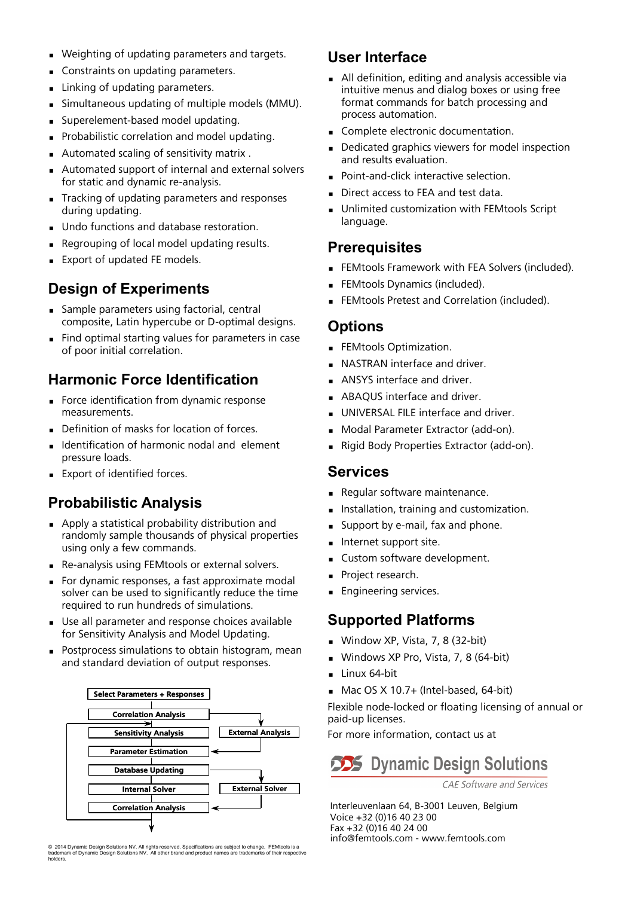- Weighting of updating parameters and targets.
- Constraints on updating parameters.
- Linking of updating parameters.
- Simultaneous updating of multiple models (MMU).
- Superelement-based model updating.
- Probabilistic correlation and model updating.
- Automated scaling of sensitivity matrix .
- Automated support of internal and external solvers for static and dynamic re-analysis.
- Tracking of updating parameters and responses during updating.
- Undo functions and database restoration.
- Regrouping of local model updating results.
- Export of updated FE models.

## Design of Experiments

- Sample parameters using factorial, central composite, Latin hypercube or D-optimal designs.
- Find optimal starting values for parameters in case of poor initial correlation.

## Harmonic Force Identification

- Force identification from dynamic response measurements.
- Definition of masks for location of forces.
- Identification of harmonic nodal and element pressure loads.
- Export of identified forces.

## Probabilistic Analysis

- Apply a statistical probability distribution and randomly sample thousands of physical properties using only a few commands.
- Re-analysis using FEMtools or external solvers.
- For dynamic responses, a fast approximate modal solver can be used to significantly reduce the time required to run hundreds of simulations.
- Use all parameter and response choices available for Sensitivity Analysis and Model Updating.
- Postprocess simulations to obtain histogram, mean and standard deviation of output responses.

Select Parameters + Responses
Correlation Analysis
Sensitivity Analysis
External Analysis
Parameter Estimation
Database Updating
Internal Solver
External Solver
Correlation Analysis

© 2014 Dynamic Design Solutions NV. All rights reserved. Specifications are subject to change. FEMtools is a trademark of Dynamic Design Solutions NV. All other brand and product names are trademarks of their respective holders.

## User Interface

- All definition, editing and analysis accessible via intuitive menus and dialog boxes or using free format commands for batch processing and process automation.
- Complete electronic documentation.
- Dedicated graphics viewers for model inspection and results evaluation.
- Point-and-click interactive selection.
- Direct access to FEA and test data.
- Unlimited customization with FEMtools Script language.

## Prerequisites

- FEMtools Framework with FEA Solvers (included).
- FEMtools Dynamics (included).
- FEMtools Pretest and Correlation (included).

## Options

- FEMtools Optimization.
- NASTRAN interface and driver.
- ANSYS interface and driver.
- ABAQUS interface and driver.
- UNIVERSAL FILE interface and driver.
- Modal Parameter Extractor (add-on).
- Rigid Body Properties Extractor (add-on).

## Services

- Regular software maintenance.
- Installation, training and customization.
- Support by e-mail, fax and phone.
- Internet support site.
- Custom software development.
- Project research.
- Engineering services.

## Supported Platforms

- Window XP, Vista, 7, 8 (32-bit)
- Windows XP Pro, Vista, 7, 8 (64-bit)
- Linux 64-bit
- Mac OS X 10.7+ (Intel-based, 64-bit)

Flexible node-locked or floating licensing of annual or paid-up licenses.

For more information, contact us at

DDS Dynamic Design Solutions

*CAE Software and Services*

Interleuvenlaan 64, B-3001 Leuven, Belgium
Voice +32 (0)16 40 23 00
Fax +32 (0)16 40 24 00
info@femtools.com - www.femtools.com